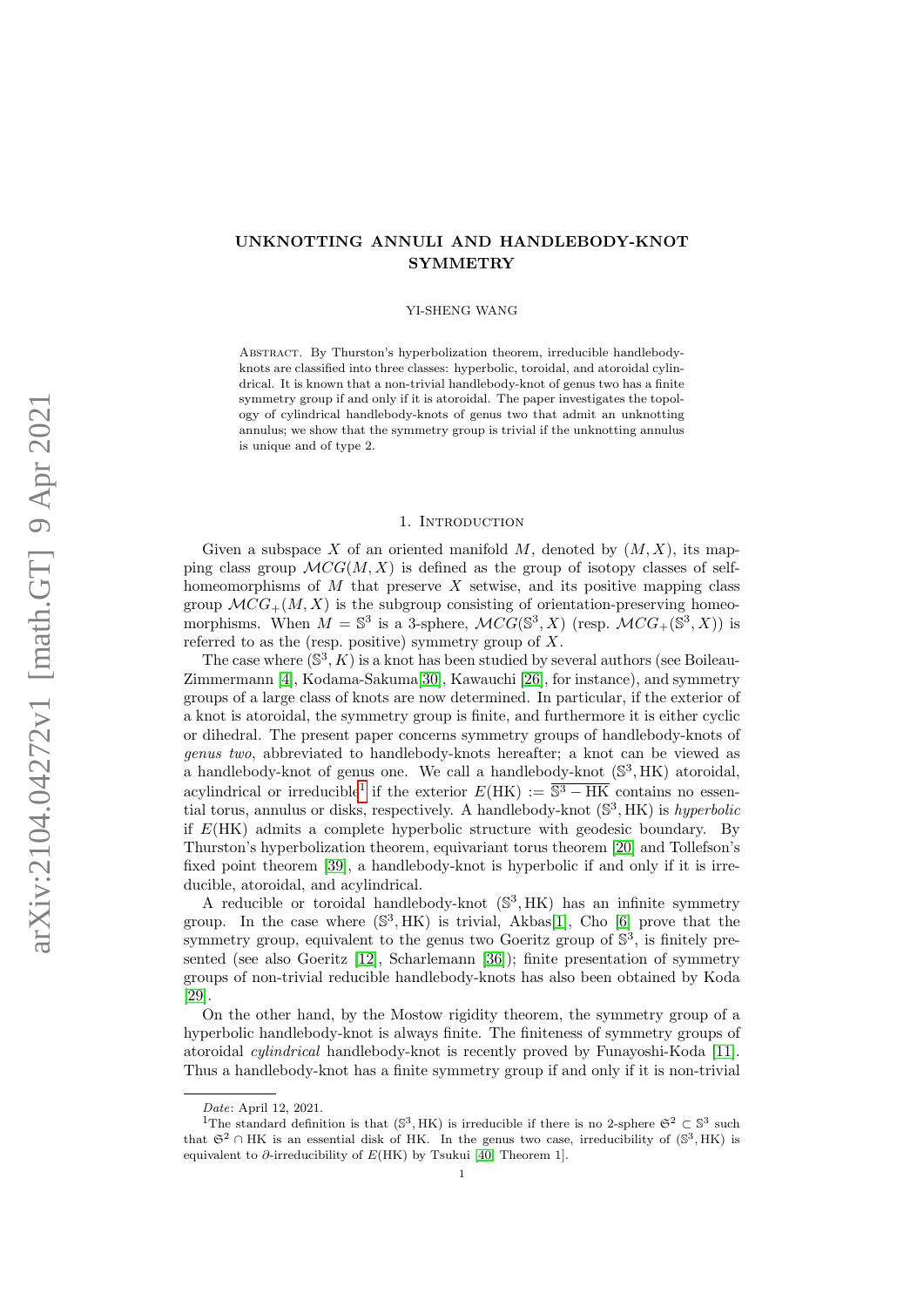# UNKNOTTING ANNULI AND HANDLEBODY-KNOT SYMMETRY

YI-SHENG WANG

Abstract. By Thurston's hyperbolization theorem, irreducible handlebody-knots are classified into three classes: hyperbolic, toroidal, and atoroidal cylindrical. It is known that a non-trivial handlebody-knot of genus two has a finite symmetry group if and only if it is atoroidal. The paper investigates the topology of cylindrical handlebody-knots of genus two that admit an unknotting annulus; we show that the symmetry group is trivial if the unknotting annulus is unique and of type 2.

## 1. Introduction

Given a subspace $X$ of an oriented manifold $M$, denoted by $(M, X)$, its mapping class group $\mathcal{MCG}(M, X)$ is defined as the group of isotopy classes of self-homeomorphisms of $M$ that preserve $X$ setwise, and its positive mapping class group $\mathcal{MCG}_+(M, X)$ is the subgroup consisting of orientation-preserving homeomorphisms. When $M = \mathbb{S}^3$ is a 3-sphere, $\mathcal{MCG}(\mathbb{S}^3, X)$ (resp. $\mathcal{MCG}_+(\mathbb{S}^3, X)$) is referred to as the (resp. positive) symmetry group of $X$.

The case where $(\mathbb{S}^3, K)$ is a knot has been studied by several authors (see Boileau-Zimmermann [4], Kodama-Sakuma[30], Kawauchi [26], for instance), and symmetry groups of a large class of knots are now determined. In particular, if the exterior of a knot is atoroidal, the symmetry group is finite, and furthermore it is either cyclic or dihedral. The present paper concerns symmetry groups of handlebody-knots of *genus two*, abbreviated to handlebody-knots hereafter; a knot can be viewed as a handlebody-knot of genus one. We call a handlebody-knot $(\mathbb{S}^3, \mathrm{HK})$ atoroidal, acylindrical or irreducible[1] if the exterior $E(\mathrm{HK}) := \overline{\mathbb{S}^3 - \mathrm{HK}}$ contains no essential torus, annulus or disks, respectively. A handlebody-knot $(\mathbb{S}^3, \mathrm{HK})$ is *hyperbolic* if $E(\mathrm{HK})$ admits a complete hyperbolic structure with geodesic boundary. By Thurston's hyperbolization theorem, equivariant torus theorem [20] and Tollefson's fixed point theorem [39], a handlebody-knot is hyperbolic if and only if it is irreducible, atoroidal, and acylindrical.

A reducible or toroidal handlebody-knot $(\mathbb{S}^3, \mathrm{HK})$ has an infinite symmetry group. In the case where $(\mathbb{S}^3, \mathrm{HK})$ is trivial, Akbas[1], Cho [6] prove that the symmetry group, equivalent to the genus two Goeritz group of $\mathbb{S}^3$, is finitely presented (see also Goeritz [12], Scharlemann [36]); finite presentation of symmetry groups of non-trivial reducible handlebody-knots has also been obtained by Koda [29].

On the other hand, by the Mostow rigidity theorem, the symmetry group of a hyperbolic handlebody-knot is always finite. The finiteness of symmetry groups of atoroidal *cylindrical* handlebody-knot is recently proved by Funayoshi-Koda [11]. Thus a handlebody-knot has a finite symmetry group if and only if it is non-trivial

*Date*: April 12, 2021.

[1] The standard definition is that $(\mathbb{S}^3, \mathrm{HK})$ is irreducible if there is no 2-sphere $\mathfrak{S}^2 \subset \mathbb{S}^3$ such that $\mathfrak{S}^2 \cap \mathrm{HK}$ is an essential disk of HK. In the genus two case, irreducibility of $(\mathbb{S}^3, \mathrm{HK})$ is equivalent to $\partial$-irreducibility of $E(\mathrm{HK})$ by Tsukui [40, Theorem 1].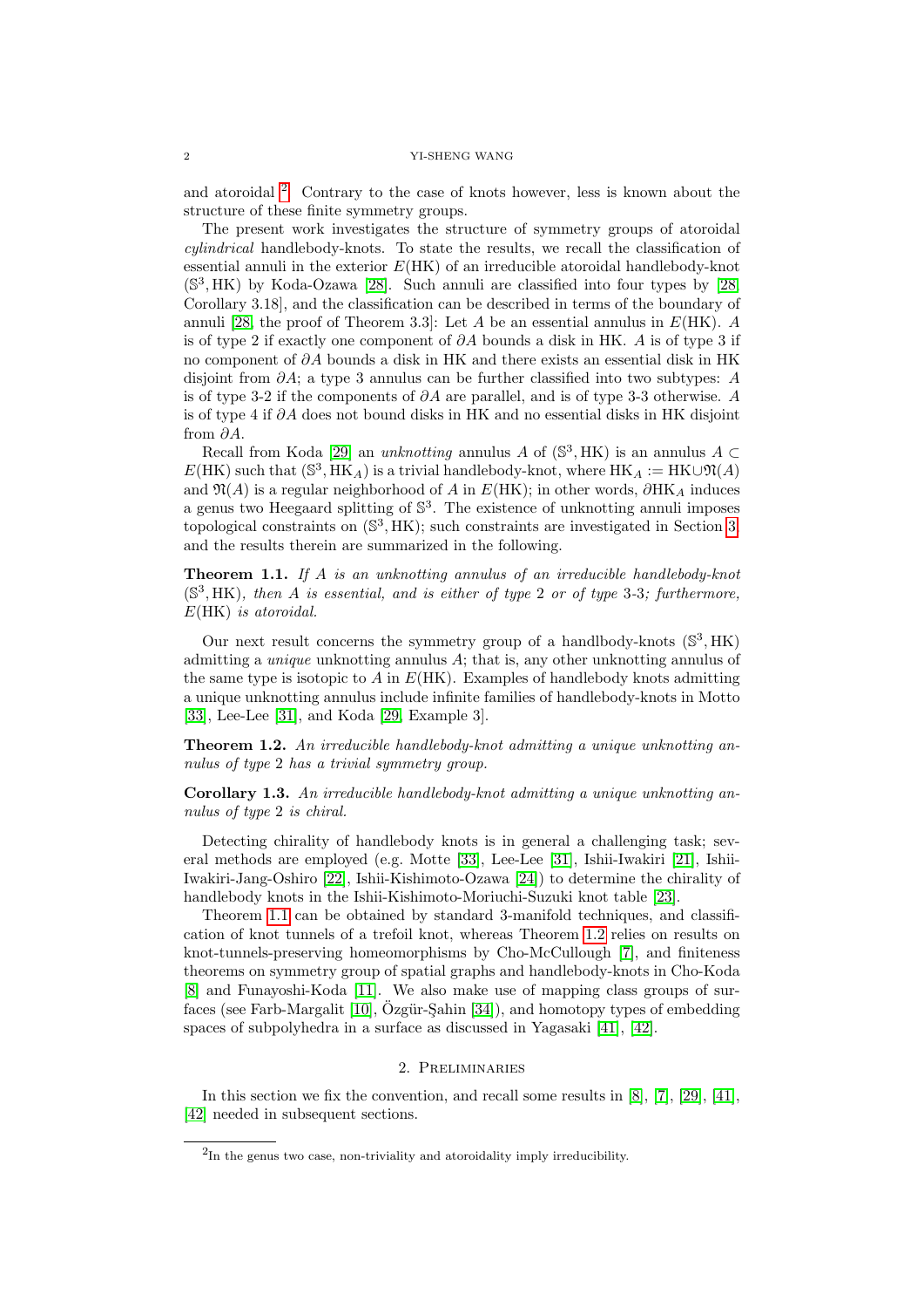and atoroidal [2]. Contrary to the case of knots however, less is known about the structure of these finite symmetry groups.

The present work investigates the structure of symmetry groups of atoroidal *cylindrical* handlebody-knots. To state the results, we recall the classification of essential annuli in the exterior $E(\mathrm{HK})$ of an irreducible atoroidal handlebody-knot $(\mathbb{S}^3, \mathrm{HK})$ by Koda-Ozawa [28]. Such annuli are classified into four types by [28, Corollary 3.18], and the classification can be described in terms of the boundary of annuli [28, the proof of Theorem 3.3]: Let $A$ be an essential annulus in $E(\mathrm{HK})$. $A$ is of type 2 if exactly one component of $\partial A$ bounds a disk in HK. $A$ is of type 3 if no component of $\partial A$ bounds a disk in HK and there exists an essential disk in HK disjoint from $\partial A$; a type 3 annulus can be further classified into two subtypes: $A$ is of type 3-2 if the components of $\partial A$ are parallel, and is of type 3-3 otherwise. $A$ is of type 4 if $\partial A$ does not bound disks in HK and no essential disks in HK disjoint from $\partial A$.

Recall from Koda [29] an *unknotting* annulus $A$ of $(\mathbb{S}^3, \mathrm{HK})$ is an annulus $A \subset E(\mathrm{HK})$ such that $(\mathbb{S}^3, \mathrm{HK}_A)$ is a trivial handlebody-knot, where $\mathrm{HK}_A := \mathrm{HK} \cup \mathfrak{N}(A)$ and $\mathfrak{N}(A)$ is a regular neighborhood of $A$ in $E(\mathrm{HK})$; in other words, $\partial \mathrm{HK}_A$ induces a genus two Heegaard splitting of $\mathbb{S}^3$. The existence of unknotting annuli imposes topological constraints on $(\mathbb{S}^3, \mathrm{HK})$; such constraints are investigated in Section 3, and the results therein are summarized in the following.

**Theorem 1.1.** *If $A$ is an unknotting annulus of an irreducible handlebody-knot $(\mathbb{S}^3, \mathrm{HK})$, then $A$ is essential, and is either of type 2 or of type 3-3; furthermore, $E(\mathrm{HK})$ is atoroidal.*

Our next result concerns the symmetry group of a handlbody-knots $(\mathbb{S}^3, \mathrm{HK})$ admitting a *unique* unknotting annulus $A$; that is, any other unknotting annulus of the same type is isotopic to $A$ in $E(\mathrm{HK})$. Examples of handlebody knots admitting a unique unknotting annulus include infinite families of handlebody-knots in Motto [33], Lee-Lee [31], and Koda [29, Example 3].

**Theorem 1.2.** *An irreducible handlebody-knot admitting a unique unknotting annulus of type 2 has a trivial symmetry group.*

**Corollary 1.3.** *An irreducible handlebody-knot admitting a unique unknotting annulus of type 2 is chiral.*

Detecting chirality of handlebody knots is in general a challenging task; several methods are employed (e.g. Motte [33], Lee-Lee [31], Ishii-Iwakiri [21], Ishii-Iwakiri-Jang-Oshiro [22], Ishii-Kishimoto-Ozawa [24]) to determine the chirality of handlebody knots in the Ishii-Kishimoto-Moriuchi-Suzuki knot table [23].

Theorem 1.1 can be obtained by standard 3-manifold techniques, and classification of knot tunnels of a trefoil knot, whereas Theorem 1.2 relies on results on knot-tunnels-preserving homeomorphisms by Cho-McCullough [7], and finiteness theorems on symmetry group of spatial graphs and handlebody-knots in Cho-Koda [8] and Funayoshi-Koda [11]. We also make use of mapping class groups of surfaces (see Farb-Margalit [10], Özgür-Şahin [34]), and homotopy types of embedding spaces of subpolyhedra in a surface as discussed in Yagasaki [41], [42].

## 2. Preliminaries

In this section we fix the convention, and recall some results in [8], [7], [29], [41], [42] needed in subsequent sections.

[2] In the genus two case, non-triviality and atoroidality imply irreducibility.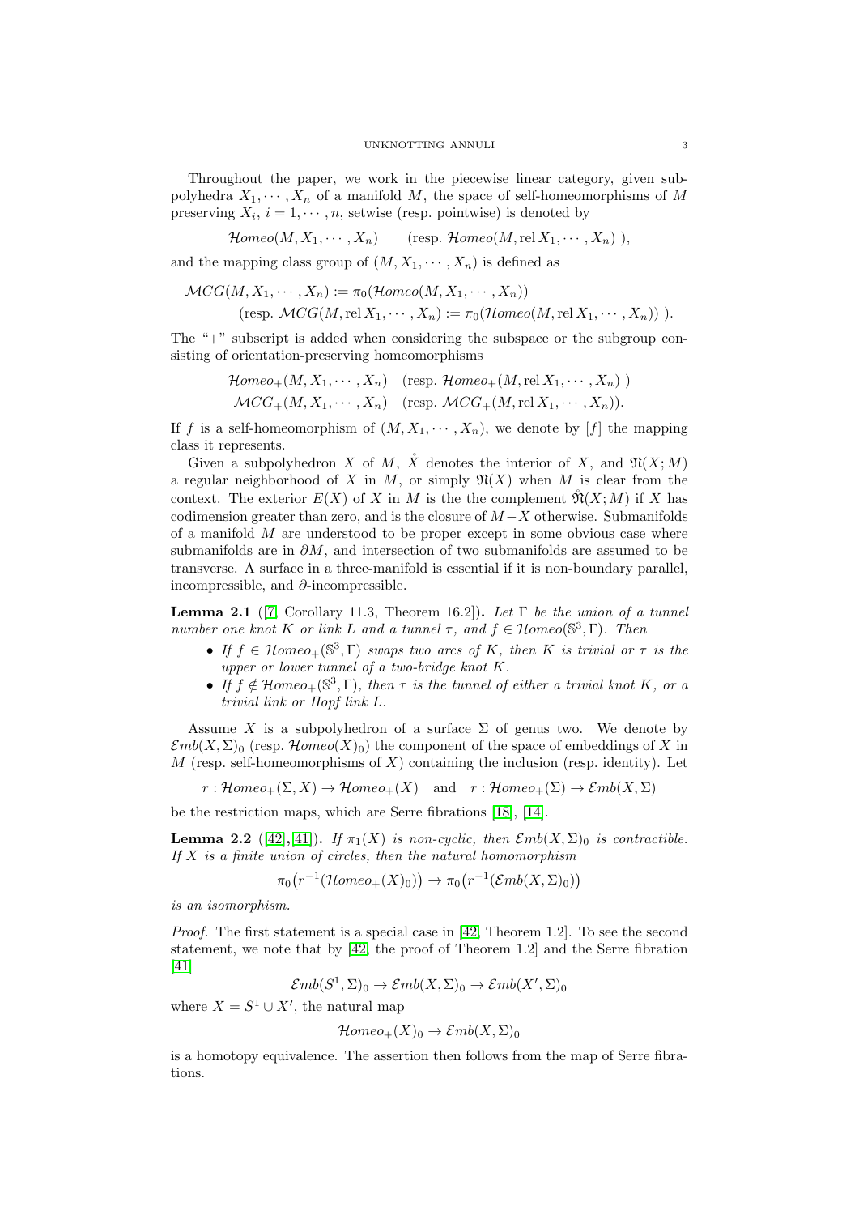Throughout the paper, we work in the piecewise linear category, given subpolyhedra $X_1, \cdots, X_n$ of a manifold $M$, the space of self-homeomorphisms of $M$ preserving $X_i$, $i = 1, \cdots, n$, setwise (resp. pointwise) is denoted by

$$\mathcal{H}omeo(M, X_1, \cdots, X_n) \qquad (\text{resp. } \mathcal{H}omeo(M, \operatorname{rel} X_1, \cdots, X_n)\ ),$$

and the mapping class group of $(M, X_1, \cdots, X_n)$ is defined as

$$\mathcal{MCG}(M, X_1, \cdots, X_n) := \pi_0(\mathcal{H}omeo(M, X_1, \cdots, X_n))$$
$$(\text{resp. } \mathcal{MCG}(M, \operatorname{rel} X_1, \cdots, X_n) := \pi_0(\mathcal{H}omeo(M, \operatorname{rel} X_1, \cdots, X_n))\ ).$$

The "+" subscript is added when considering the subspace or the subgroup consisting of orientation-preserving homeomorphisms

$$\mathcal{H}omeo_+(M, X_1, \cdots, X_n) \quad (\text{resp. } \mathcal{H}omeo_+(M, \operatorname{rel} X_1, \cdots, X_n)\ )$$
$$\mathcal{MCG}_+(M, X_1, \cdots, X_n) \quad (\text{resp. } \mathcal{MCG}_+(M, \operatorname{rel} X_1, \cdots, X_n)).$$

If $f$ is a self-homeomorphism of $(M, X_1, \cdots, X_n)$, we denote by $[f]$ the mapping class it represents.

Given a subpolyhedron $X$ of $M$, $\mathring{X}$ denotes the interior of $X$, and $\mathfrak{N}(X; M)$ a regular neighborhood of $X$ in $M$, or simply $\mathfrak{N}(X)$ when $M$ is clear from the context. The exterior $E(X)$ of $X$ in $M$ is the the complement $\mathring{\mathfrak{N}}(X; M)$ if $X$ has codimension greater than zero, and is the closure of $M - X$ otherwise. Submanifolds of a manifold $M$ are understood to be proper except in some obvious case where submanifolds are in $\partial M$, and intersection of two submanifolds are assumed to be transverse. A surface in a three-manifold is essential if it is non-boundary parallel, incompressible, and $\partial$-incompressible.

**Lemma 2.1** ([7, Corollary 11.3, Theorem 16.2])**.** *Let $\Gamma$ be the union of a tunnel number one knot $K$ or link $L$ and a tunnel $\tau$, and $f \in \mathcal{H}omeo(\mathbb{S}^3, \Gamma)$. Then*

- *If $f \in \mathcal{H}omeo_+(\mathbb{S}^3, \Gamma)$ swaps two arcs of $K$, then $K$ is trivial or $\tau$ is the upper or lower tunnel of a two-bridge knot $K$.*
- *If $f \notin \mathcal{H}omeo_+(\mathbb{S}^3, \Gamma)$, then $\tau$ is the tunnel of either a trivial knot $K$, or a trivial link or Hopf link $L$.*

Assume $X$ is a subpolyhedron of a surface $\Sigma$ of genus two. We denote by $\mathcal{E}mb(X, \Sigma)_0$ (resp. $\mathcal{H}omeo(X)_0$) the component of the space of embeddings of $X$ in $M$ (resp. self-homeomorphisms of $X$) containing the inclusion (resp. identity). Let

$$r : \mathcal{H}omeo_+(\Sigma, X) \to \mathcal{H}omeo_+(X) \quad \text{and} \quad r : \mathcal{H}omeo_+(\Sigma) \to \mathcal{E}mb(X, \Sigma)$$

be the restriction maps, which are Serre fibrations [18], [14].

**Lemma 2.2** ([42],[41])**.** *If $\pi_1(X)$ is non-cyclic, then $\mathcal{E}mb(X, \Sigma)_0$ is contractible. If $X$ is a finite union of circles, then the natural homomorphism*

$$\pi_0\big(r^{-1}(\mathcal{H}omeo_+(X)_0)\big) \to \pi_0\big(r^{-1}(\mathcal{E}mb(X, \Sigma)_0)\big)$$

*is an isomorphism.*

*Proof.* The first statement is a special case in [42, Theorem 1.2]. To see the second statement, we note that by [42, the proof of Theorem 1.2] and the Serre fibration [41]

$$\mathcal{E}mb(S^1, \Sigma)_0 \to \mathcal{E}mb(X, \Sigma)_0 \to \mathcal{E}mb(X', \Sigma)_0$$

where $X = S^1 \cup X'$, the natural map

$$\mathcal{H}omeo_+(X)_0 \to \mathcal{E}mb(X, \Sigma)_0$$

is a homotopy equivalence. The assertion then follows from the map of Serre fibrations.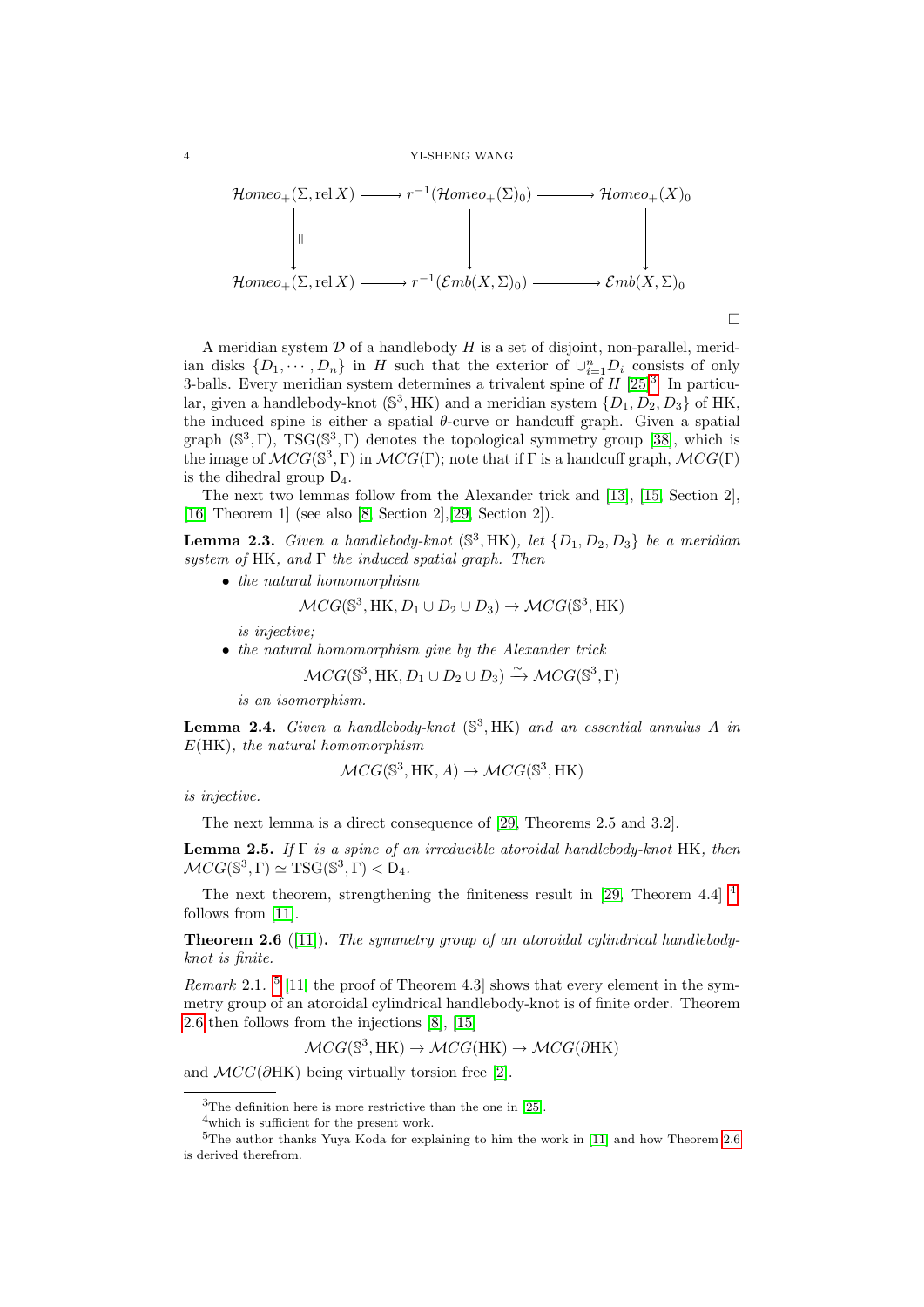$$
\begin{array}{ccccc}
\mathcal{H}omeo_+(\Sigma, \mathrm{rel}\, X) & \longrightarrow & r^{-1}(\mathcal{H}omeo_+(\Sigma)_0) & \longrightarrow & \mathcal{H}omeo_+(X)_0 \\
\Big\downarrow \| & & \Big\downarrow & & \Big\downarrow \\
\mathcal{H}omeo_+(\Sigma, \mathrm{rel}\, X) & \longrightarrow & r^{-1}(\mathcal{E}mb(X,\Sigma)_0) & \longrightarrow & \mathcal{E}mb(X,\Sigma)_0
\end{array}
$$

□

A meridian system $\mathcal{D}$ of a handlebody $H$ is a set of disjoint, non-parallel, meridian disks $\{D_1, \cdots, D_n\}$ in $H$ such that the exterior of $\cup_{i=1}^n D_i$ consists of only 3-balls. Every meridian system determines a trivalent spine of $H$ [25][3]. In particular, given a handlebody-knot $(\mathbb{S}^3, \mathrm{HK})$ and a meridian system $\{D_1, D_2, D_3\}$ of HK, the induced spine is either a spatial $\theta$-curve or handcuff graph. Given a spatial graph $(\mathbb{S}^3, \Gamma)$, $\mathrm{TSG}(\mathbb{S}^3, \Gamma)$ denotes the topological symmetry group [38], which is the image of $\mathcal{MCG}(\mathbb{S}^3, \Gamma)$ in $\mathcal{MCG}(\Gamma)$; note that if $\Gamma$ is a handcuff graph, $\mathcal{MCG}(\Gamma)$ is the dihedral group $\mathsf{D}_4$.

The next two lemmas follow from the Alexander trick and [13], [15, Section 2], [16, Theorem 1] (see also [8, Section 2],[29, Section 2]).

**Lemma 2.3.** *Given a handlebody-knot $(\mathbb{S}^3, \mathrm{HK})$, let $\{D_1, D_2, D_3\}$ be a meridian system of* HK*, and $\Gamma$ the induced spatial graph. Then*

- *the natural homomorphism*
$$\mathcal{MCG}(\mathbb{S}^3, \mathrm{HK}, D_1 \cup D_2 \cup D_3) \to \mathcal{MCG}(\mathbb{S}^3, \mathrm{HK})$$
*is injective;*
- *the natural homomorphism give by the Alexander trick*
$$\mathcal{MCG}(\mathbb{S}^3, \mathrm{HK}, D_1 \cup D_2 \cup D_3) \xrightarrow{\sim} \mathcal{MCG}(\mathbb{S}^3, \Gamma)$$
*is an isomorphism.*

**Lemma 2.4.** *Given a handlebody-knot $(\mathbb{S}^3, \mathrm{HK})$ and an essential annulus $A$ in $E(\mathrm{HK})$, the natural homomorphism*
$$\mathcal{MCG}(\mathbb{S}^3, \mathrm{HK}, A) \to \mathcal{MCG}(\mathbb{S}^3, \mathrm{HK})$$
*is injective.*

The next lemma is a direct consequence of [29, Theorems 2.5 and 3.2].

**Lemma 2.5.** *If $\Gamma$ is a spine of an irreducible atoroidal handlebody-knot* HK*, then $\mathcal{MCG}(\mathbb{S}^3, \Gamma) \simeq \mathrm{TSG}(\mathbb{S}^3, \Gamma) < \mathsf{D}_4$.*

The next theorem, strengthening the finiteness result in [29, Theorem 4.4] [4], follows from [11].

**Theorem 2.6** ([11])**.** *The symmetry group of an atoroidal cylindrical handlebody-knot is finite.*

*Remark* 2.1. [5] [11, the proof of Theorem 4.3] shows that every element in the symmetry group of an atoroidal cylindrical handlebody-knot is of finite order. Theorem 2.6 then follows from the injections [8], [15]

$$\mathcal{MCG}(\mathbb{S}^3, \mathrm{HK}) \to \mathcal{MCG}(\mathrm{HK}) \to \mathcal{MCG}(\partial \mathrm{HK})$$

and $\mathcal{MCG}(\partial \mathrm{HK})$ being virtually torsion free [2].

---

[3] The definition here is more restrictive than the one in [25].

[4] which is sufficient for the present work.

[5] The author thanks Yuya Koda for explaining to him the work in [11] and how Theorem 2.6 is derived therefrom.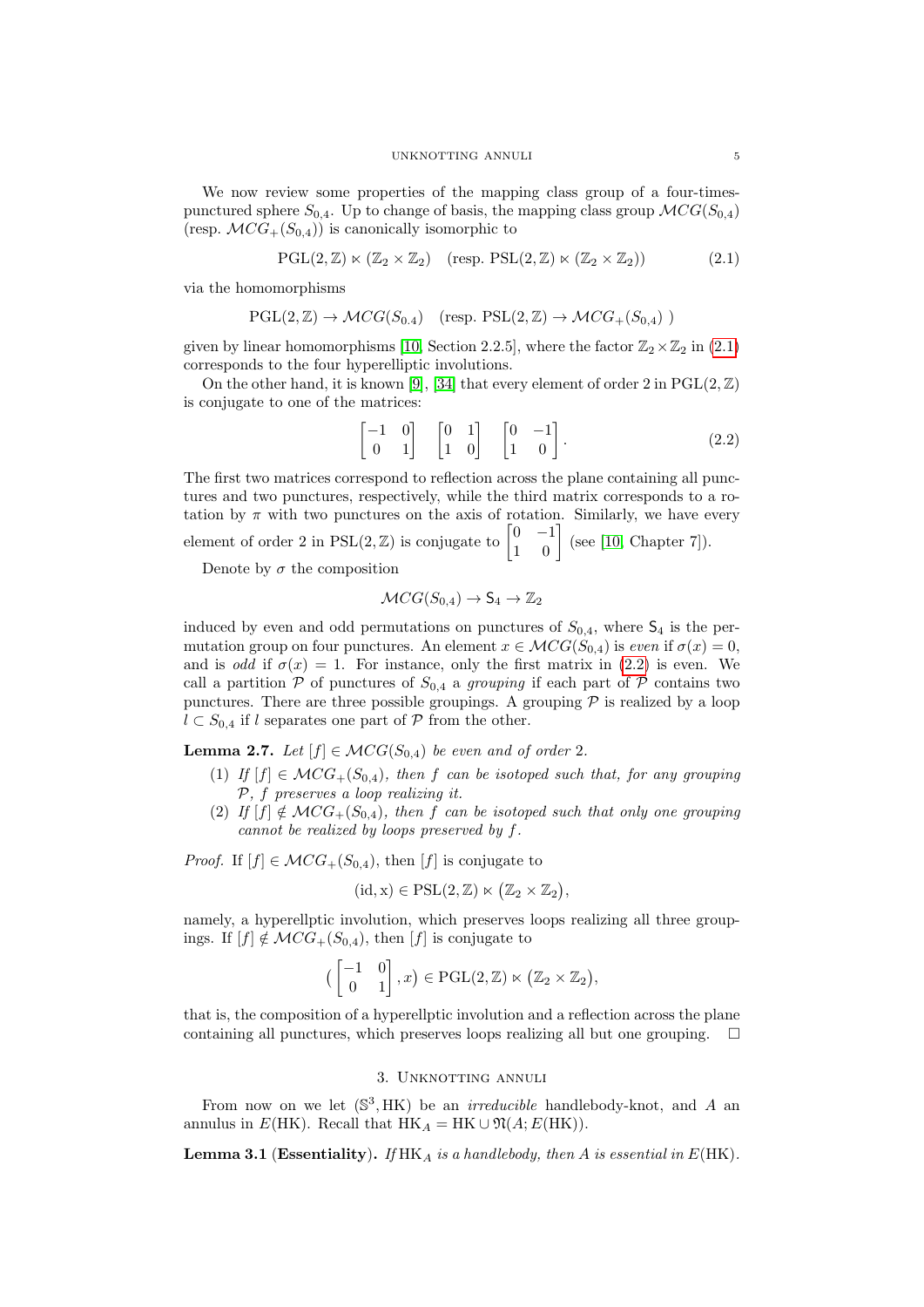We now review some properties of the mapping class group of a four-times-punctured sphere $S_{0,4}$. Up to change of basis, the mapping class group $\mathcal{MCG}(S_{0,4})$ (resp. $\mathcal{MCG}_+(S_{0,4})$) is canonically isomorphic to

$$\mathrm{PGL}(2,\mathbb{Z}) \ltimes (\mathbb{Z}_2 \times \mathbb{Z}_2) \quad (\text{resp. } \mathrm{PSL}(2,\mathbb{Z}) \ltimes (\mathbb{Z}_2 \times \mathbb{Z}_2)) \tag{2.1}$$

via the homomorphisms

$$\mathrm{PGL}(2,\mathbb{Z}) \to \mathcal{MCG}(S_{0,4}) \quad (\text{resp. } \mathrm{PSL}(2,\mathbb{Z}) \to \mathcal{MCG}_+(S_{0,4})\ )$$

given by linear homomorphisms [10, Section 2.2.5], where the factor $\mathbb{Z}_2 \times \mathbb{Z}_2$ in (2.1) corresponds to the four hyperelliptic involutions.

On the other hand, it is known [9], [34] that every element of order 2 in $\mathrm{PGL}(2,\mathbb{Z})$ is conjugate to one of the matrices:

$$\begin{bmatrix} -1 & 0 \\ 0 & 1 \end{bmatrix} \quad \begin{bmatrix} 0 & 1 \\ 1 & 0 \end{bmatrix} \quad \begin{bmatrix} 0 & -1 \\ 1 & 0 \end{bmatrix}. \tag{2.2}$$

The first two matrices correspond to reflection across the plane containing all punctures and two punctures, respectively, while the third matrix corresponds to a rotation by $\pi$ with two punctures on the axis of rotation. Similarly, we have every element of order 2 in $\mathrm{PSL}(2,\mathbb{Z})$ is conjugate to $\begin{bmatrix} 0 & -1 \\ 1 & 0 \end{bmatrix}$ (see [10, Chapter 7]).

Denote by $\sigma$ the composition

$$\mathcal{MCG}(S_{0,4}) \to \mathsf{S}_4 \to \mathbb{Z}_2$$

induced by even and odd permutations on punctures of $S_{0,4}$, where $\mathsf{S}_4$ is the permutation group on four punctures. An element $x \in \mathcal{MCG}(S_{0,4})$ is *even* if $\sigma(x) = 0$, and is *odd* if $\sigma(x) = 1$. For instance, only the first matrix in (2.2) is even. We call a partition $\mathcal{P}$ of punctures of $S_{0,4}$ a *grouping* if each part of $\mathcal{P}$ contains two punctures. There are three possible groupings. A grouping $\mathcal{P}$ is realized by a loop $l \subset S_{0,4}$ if $l$ separates one part of $\mathcal{P}$ from the other.

**Lemma 2.7.** *Let $[f] \in \mathcal{MCG}(S_{0,4})$ be even and of order 2.*

1. *If $[f] \in \mathcal{MCG}_+(S_{0,4})$, then $f$ can be isotoped such that, for any grouping $\mathcal{P}$, $f$ preserves a loop realizing it.*
2. *If $[f] \notin \mathcal{MCG}_+(S_{0,4})$, then $f$ can be isotoped such that only one grouping cannot be realized by loops preserved by $f$.*

*Proof.* If $[f] \in \mathcal{MCG}_+(S_{0,4})$, then $[f]$ is conjugate to

$$(\mathrm{id}, \mathrm{x}) \in \mathrm{PSL}(2,\mathbb{Z}) \ltimes (\mathbb{Z}_2 \times \mathbb{Z}_2),$$

namely, a hyperellptic involution, which preserves loops realizing all three groupings. If $[f] \notin \mathcal{MCG}_+(S_{0,4})$, then $[f]$ is conjugate to

$$\left( \begin{bmatrix} -1 & 0 \\ 0 & 1 \end{bmatrix}, x \right) \in \mathrm{PGL}(2,\mathbb{Z}) \ltimes (\mathbb{Z}_2 \times \mathbb{Z}_2),$$

that is, the composition of a hyperellptic involution and a reflection across the plane containing all punctures, which preserves loops realizing all but one grouping. □

## 3. Unknotting annuli

From now on we let $(\mathbb{S}^3, \mathrm{HK})$ be an *irreducible* handlebody-knot, and $A$ an annulus in $E(\mathrm{HK})$. Recall that $\mathrm{HK}_A = \mathrm{HK} \cup \mathfrak{N}(A; E(\mathrm{HK}))$.

**Lemma 3.1 (Essentiality).** *If $\mathrm{HK}_A$ is a handlebody, then $A$ is essential in $E(\mathrm{HK})$.*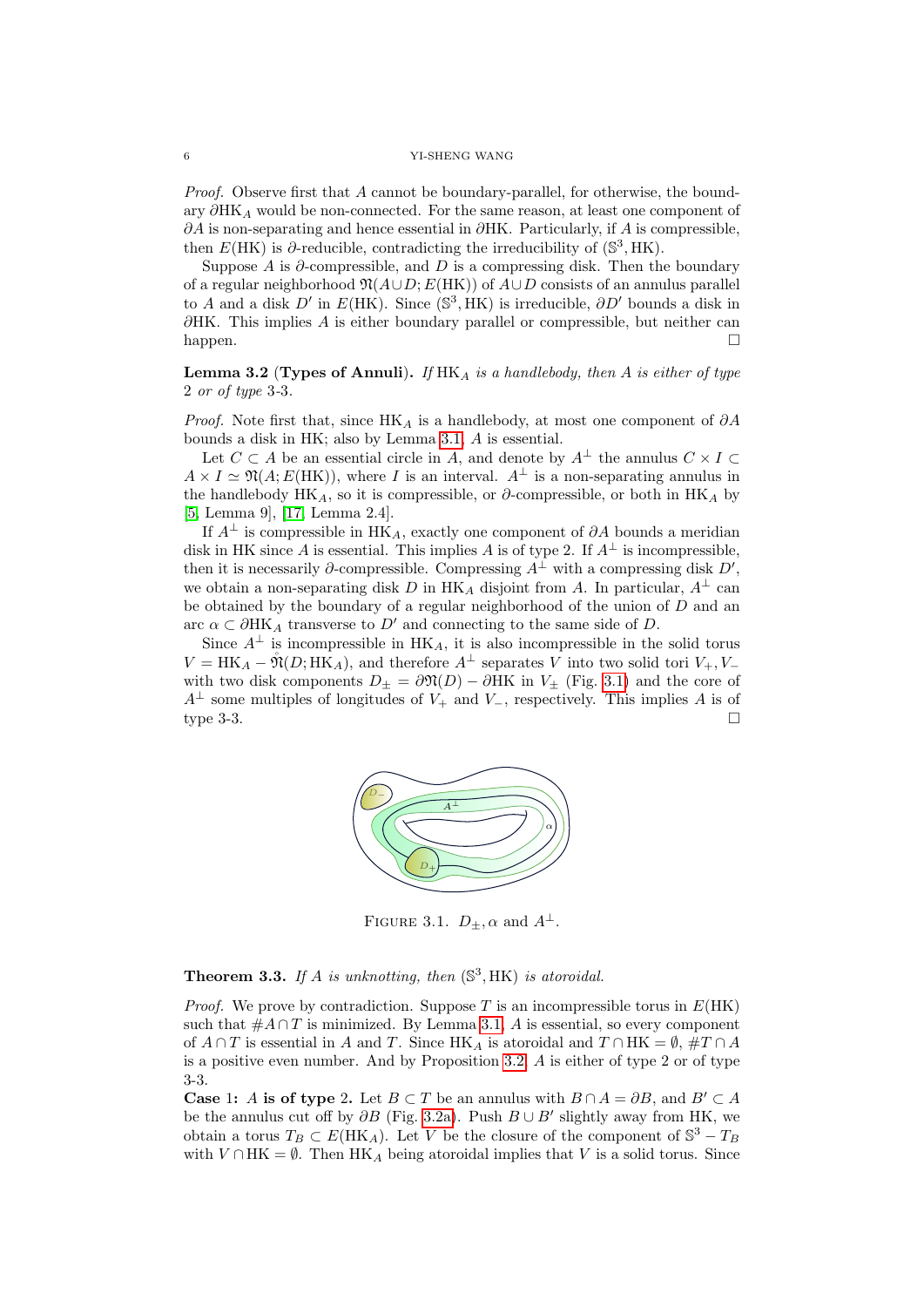*Proof.* Observe first that $A$ cannot be boundary-parallel, for otherwise, the boundary $\partial \mathrm{HK}_A$ would be non-connected. For the same reason, at least one component of $\partial A$ is non-separating and hence essential in $\partial \mathrm{HK}$. Particularly, if $A$ is compressible, then $E(\mathrm{HK})$ is $\partial$-reducible, contradicting the irreducibility of $(\mathbb{S}^3, \mathrm{HK})$.

Suppose $A$ is $\partial$-compressible, and $D$ is a compressing disk. Then the boundary of a regular neighborhood $\mathfrak{N}(A \cup D; E(\mathrm{HK}))$ of $A \cup D$ consists of an annulus parallel to $A$ and a disk $D'$ in $E(\mathrm{HK})$. Since $(\mathbb{S}^3, \mathrm{HK})$ is irreducible, $\partial D'$ bounds a disk in $\partial \mathrm{HK}$. This implies $A$ is either boundary parallel or compressible, but neither can happen. □

**Lemma 3.2** (**Types of Annuli**). *If $\mathrm{HK}_A$ is a handlebody, then $A$ is either of type 2 or of type 3-3.*

*Proof.* Note first that, since $\mathrm{HK}_A$ is a handlebody, at most one component of $\partial A$ bounds a disk in HK; also by Lemma 3.1, $A$ is essential.

Let $C \subset A$ be an essential circle in $A$, and denote by $A^\perp$ the annulus $C \times I \subset A \times I \simeq \mathfrak{N}(A; E(\mathrm{HK}))$, where $I$ is an interval. $A^\perp$ is a non-separating annulus in the handlebody $\mathrm{HK}_A$, so it is compressible, or $\partial$-compressible, or both in $\mathrm{HK}_A$ by [5, Lemma 9], [17, Lemma 2.4].

If $A^\perp$ is compressible in $\mathrm{HK}_A$, exactly one component of $\partial A$ bounds a meridian disk in HK since $A$ is essential. This implies $A$ is of type 2. If $A^\perp$ is incompressible, then it is necessarily $\partial$-compressible. Compressing $A^\perp$ with a compressing disk $D'$, we obtain a non-separating disk $D$ in $\mathrm{HK}_A$ disjoint from $A$. In particular, $A^\perp$ can be obtained by the boundary of a regular neighborhood of the union of $D$ and an arc $\alpha \subset \partial \mathrm{HK}_A$ transverse to $D'$ and connecting to the same side of $D$.

Since $A^\perp$ is incompressible in $\mathrm{HK}_A$, it is also incompressible in the solid torus $V = \mathrm{HK}_A - \mathring{\mathfrak{N}}(D; \mathrm{HK}_A)$, and therefore $A^\perp$ separates $V$ into two solid tori $V_+, V_-$ with two disk components $D_\pm = \partial \mathfrak{N}(D) - \partial \mathrm{HK}$ in $V_\pm$ (Fig. 3.1) and the core of $A^\perp$ some multiples of longitudes of $V_+$ and $V_-$, respectively. This implies $A$ is of type 3-3. □

FIGURE 3.1. $D_\pm, \alpha$ and $A^\perp$.

**Theorem 3.3.** *If $A$ is unknotting, then $(\mathbb{S}^3, \mathrm{HK})$ is atoroidal.*

*Proof.* We prove by contradiction. Suppose $T$ is an incompressible torus in $E(\mathrm{HK})$ such that $\# A \cap T$ is minimized. By Lemma 3.1, $A$ is essential, so every component of $A \cap T$ is essential in $A$ and $T$. Since $\mathrm{HK}_A$ is atoroidal and $T \cap \mathrm{HK} = \emptyset$, $\# T \cap A$ is a positive even number. And by Proposition 3.2, $A$ is either of type 2 or of type 3-3.

**Case 1: $A$ is of type 2.** Let $B \subset T$ be an annulus with $B \cap A = \partial B$, and $B' \subset A$ be the annulus cut off by $\partial B$ (Fig. 3.2a). Push $B \cup B'$ slightly away from HK, we obtain a torus $T_B \subset E(\mathrm{HK}_A)$. Let $V$ be the closure of the component of $\mathbb{S}^3 - T_B$ with $V \cap \mathrm{HK} = \emptyset$. Then $\mathrm{HK}_A$ being atoroidal implies that $V$ is a solid torus. Since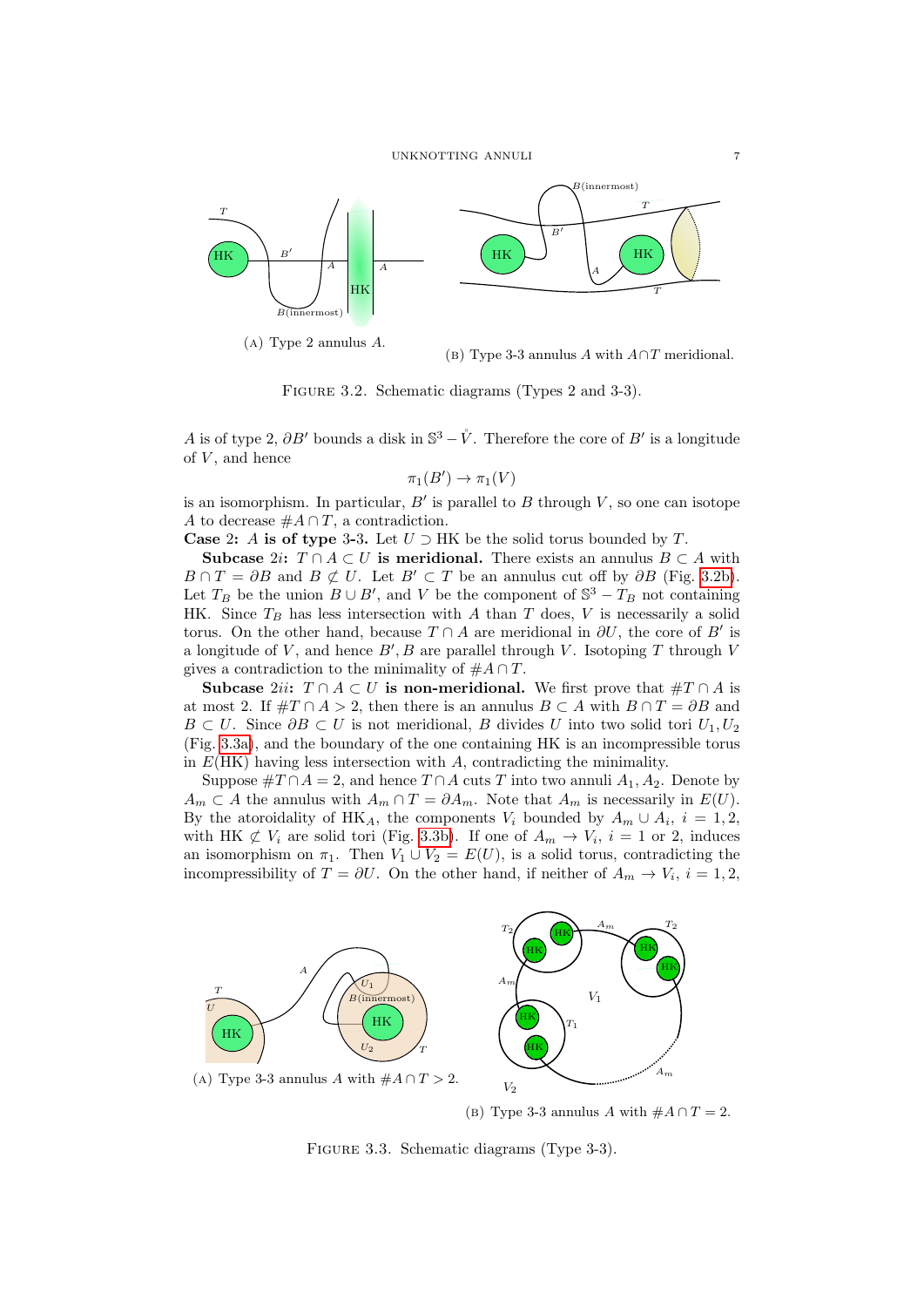(A) Type 2 annulus $A$.

(B) Type 3-3 annulus $A$ with $A \cap T$ meridional.

FIGURE 3.2. Schematic diagrams (Types 2 and 3-3).

$A$ is of type 2, $\partial B'$ bounds a disk in $\mathbb{S}^3 - \mathring{V}$. Therefore the core of $B'$ is a longitude of $V$, and hence

$$\pi_1(B') \to \pi_1(V)$$

is an isomorphism. In particular, $B'$ is parallel to $B$ through $V$, so one can isotope $A$ to decrease $\#A \cap T$, a contradiction.

**Case 2: $A$ is of type 3-3.** Let $U \supset \text{HK}$ be the solid torus bounded by $T$.

**Subcase $2i$: $T \cap A \subset U$ is meridional.** There exists an annulus $B \subset A$ with $B \cap T = \partial B$ and $B \not\subset U$. Let $B' \subset T$ be an annulus cut off by $\partial B$ (Fig. 3.2b). Let $T_B$ be the union $B \cup B'$, and $V$ be the component of $\mathbb{S}^3 - T_B$ not containing HK. Since $T_B$ has less intersection with $A$ than $T$ does, $V$ is necessarily a solid torus. On the other hand, because $T \cap A$ are meridional in $\partial U$, the core of $B'$ is a longitude of $V$, and hence $B', B$ are parallel through $V$. Isotoping $T$ through $V$ gives a contradiction to the minimality of $\#A \cap T$.

**Subcase $2ii$: $T \cap A \subset U$ is non-meridional.** We first prove that $\#T \cap A$ is at most 2. If $\#T \cap A > 2$, then there is an annulus $B \subset A$ with $B \cap T = \partial B$ and $B \subset U$. Since $\partial B \subset U$ is not meridional, $B$ divides $U$ into two solid tori $U_1, U_2$ (Fig. 3.3a), and the boundary of the one containing HK is an incompressible torus in $E(\text{HK})$ having less intersection with $A$, contradicting the minimality.

Suppose $\#T \cap A = 2$, and hence $T \cap A$ cuts $T$ into two annuli $A_1, A_2$. Denote by $A_m \subset A$ the annulus with $A_m \cap T = \partial A_m$. Note that $A_m$ is necessarily in $E(U)$. By the atoroidality of $\text{HK}_A$, the components $V_i$ bounded by $A_m \cup A_i$, $i = 1, 2$, with $\text{HK} \not\subset V_i$ are solid tori (Fig. 3.3b). If one of $A_m \to V_i$, $i = 1$ or $2$, induces an isomorphism on $\pi_1$. Then $V_1 \cup V_2 = E(U)$, is a solid torus, contradicting the incompressibility of $T = \partial U$. On the other hand, if neither of $A_m \to V_i$, $i = 1, 2$,

(A) Type 3-3 annulus $A$ with $\#A \cap T > 2$.

(B) Type 3-3 annulus $A$ with $\#A \cap T = 2$.

FIGURE 3.3. Schematic diagrams (Type 3-3).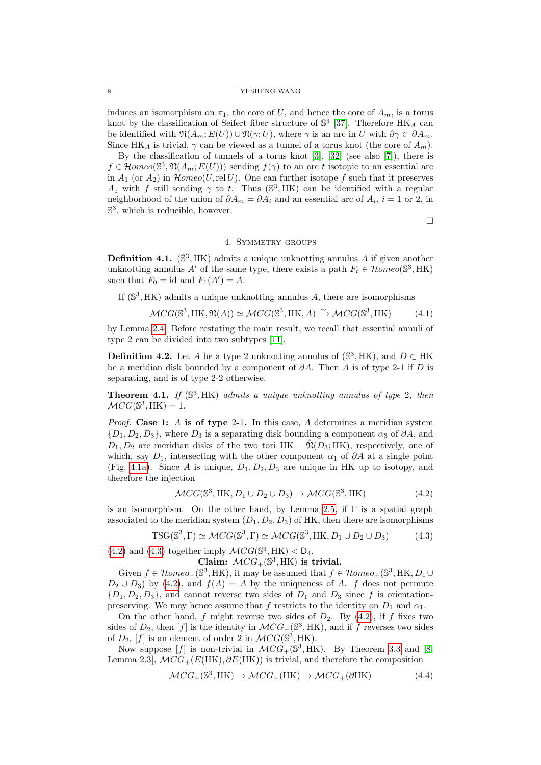induces an isomorphism on $\pi_1$, the core of $U$, and hence the core of $A_m$, is a torus knot by the classification of Seifert fiber structure of $\mathbb{S}^3$ [37]. Therefore $\mathrm{HK}_A$ can be identified with $\mathfrak{N}(A_m; E(U)) \cup \mathfrak{N}(\gamma; U)$, where $\gamma$ is an arc in $U$ with $\partial\gamma \subset \partial A_m$. Since $\mathrm{HK}_A$ is trivial, $\gamma$ can be viewed as a tunnel of a torus knot (the core of $A_m$).

By the classification of tunnels of a torus knot [3], [32] (see also [7]), there is $f \in \mathcal{H}omeo(\mathbb{S}^3, \mathfrak{N}(A_m; E(U)))$ sending $f(\gamma)$ to an arc $t$ isotopic to an essential arc in $A_1$ (or $A_2$) in $\mathcal{H}omeo(U, \mathrm{rel}\, U)$. One can further isotope $f$ such that it preserves $A_1$ with $f$ still sending $\gamma$ to $t$. Thus $(\mathbb{S}^3, \mathrm{HK})$ can be identified with a regular neighborhood of the union of $\partial A_m = \partial A_i$ and an essential arc of $A_i$, $i = 1$ or $2$, in $\mathbb{S}^3$, which is reducible, however.

□

## 4. Symmetry groups

**Definition 4.1.** $(\mathbb{S}^3, \mathrm{HK})$ admits a unique unknotting annulus $A$ if given another unknotting annulus $A'$ of the same type, there exists a path $F_t \in \mathcal{H}omeo(\mathbb{S}^3, \mathrm{HK})$ such that $F_0 = \mathrm{id}$ and $F_1(A') = A$.

If $(\mathbb{S}^3, \mathrm{HK})$ admits a unique unknotting annulus $A$, there are isomorphisms

$$\mathcal{MCG}(\mathbb{S}^3, \mathrm{HK}, \mathfrak{N}(A)) \simeq \mathcal{MCG}(\mathbb{S}^3, \mathrm{HK}, A) \xrightarrow{\sim} \mathcal{MCG}(\mathbb{S}^3, \mathrm{HK}) \tag{4.1}$$

by Lemma 2.4. Before restating the main result, we recall that essential annuli of type 2 can be divided into two subtypes [11].

**Definition 4.2.** Let $A$ be a type 2 unknotting annulus of $(\mathbb{S}^3, \mathrm{HK})$, and $D \subset \mathrm{HK}$ be a meridian disk bounded by a component of $\partial A$. Then $A$ is of type 2-1 if $D$ is separating, and is of type 2-2 otherwise.

**Theorem 4.1.** *If $(\mathbb{S}^3, \mathrm{HK})$ admits a unique unknotting annulus of type 2, then $\mathcal{MCG}(\mathbb{S}^3, \mathrm{HK}) = 1$.*

*Proof.* **Case 1: $A$ is of type 2-1.** In this case, $A$ determines a meridian system $\{D_1, D_2, D_3\}$, where $D_3$ is a separating disk bounding a component $\alpha_3$ of $\partial A$, and $D_1, D_2$ are meridian disks of the two tori $\mathrm{HK} - \mathring{\mathfrak{N}}(D_3; \mathrm{HK})$, respectively, one of which, say $D_1$, intersecting with the other component $\alpha_1$ of $\partial A$ at a single point (Fig. 4.1a). Since $A$ is unique, $D_1, D_2, D_3$ are unique in HK up to isotopy, and therefore the injection

$$\mathcal{MCG}(\mathbb{S}^3, \mathrm{HK}, D_1 \cup D_2 \cup D_3) \to \mathcal{MCG}(\mathbb{S}^3, \mathrm{HK}) \tag{4.2}$$

is an isomorphism. On the other hand, by Lemma 2.5, if $\Gamma$ is a spatial graph associated to the meridian system $(D_1, D_2, D_3)$ of HK, then there are isomorphisms

$$\mathrm{TSG}(\mathbb{S}^3, \Gamma) \simeq \mathcal{MCG}(\mathbb{S}^3, \Gamma) \simeq \mathcal{MCG}(\mathbb{S}^3, \mathrm{HK}, D_1 \cup D_2 \cup D_3) \tag{4.3}$$

(4.2) and (4.3) together imply $\mathcal{MCG}(\mathbb{S}^3, \mathrm{HK}) < \mathsf{D}_4$.

**Claim: $\mathcal{MCG}_+(\mathbb{S}^3, \mathrm{HK})$ is trivial.**

Given $f \in \mathcal{H}omeo_+(\mathbb{S}^3, \mathrm{HK})$, it may be assumed that $f \in \mathcal{H}omeo_+(\mathbb{S}^3, \mathrm{HK}, D_1 \cup D_2 \cup D_3)$ by (4.2), and $f(A) = A$ by the uniqueness of $A$. $f$ does not permute $\{D_1, D_2, D_3\}$, and cannot reverse two sides of $D_1$ and $D_3$ since $f$ is orientation-preserving. We may hence assume that $f$ restricts to the identity on $D_1$ and $\alpha_1$.

On the other hand, $f$ might reverse two sides of $D_2$. By (4.2), if $f$ fixes two sides of $D_2$, then $[f]$ is the identity in $\mathcal{MCG}_+(\mathbb{S}^3, \mathrm{HK})$, and if $f$ reverses two sides of $D_2$, $[f]$ is an element of order 2 in $\mathcal{MCG}(\mathbb{S}^3, \mathrm{HK})$.

Now suppose $[f]$ is non-trivial in $\mathcal{MCG}_+(\mathbb{S}^3, \mathrm{HK})$. By Theorem 3.3 and [8, Lemma 2.3], $\mathcal{MCG}_+(E(\mathrm{HK}), \partial E(\mathrm{HK}))$ is trivial, and therefore the composition

$$\mathcal{MCG}_+(\mathbb{S}^3, \mathrm{HK}) \to \mathcal{MCG}_+(\mathrm{HK}) \to \mathcal{MCG}_+(\partial \mathrm{HK}) \tag{4.4}$$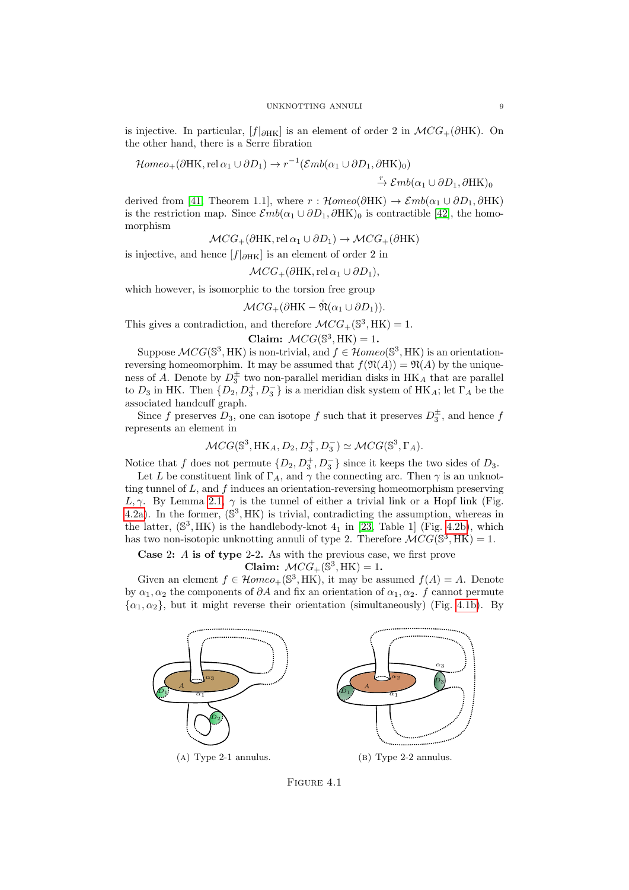is injective. In particular, $[f|_{\partial \mathrm{HK}}]$ is an element of order 2 in $\mathcal{MCG}_+(\partial \mathrm{HK})$. On the other hand, there is a Serre fibration

$$\mathcal{H}omeo_+(\partial \mathrm{HK}, \mathrm{rel}\, \alpha_1 \cup \partial D_1) \to r^{-1}(\mathcal{E}mb(\alpha_1 \cup \partial D_1, \partial \mathrm{HK})_0) \xrightarrow{r} \mathcal{E}mb(\alpha_1 \cup \partial D_1, \partial \mathrm{HK})_0$$

derived from [41, Theorem 1.1], where $r : \mathcal{H}omeo(\partial \mathrm{HK}) \to \mathcal{E}mb(\alpha_1 \cup \partial D_1, \partial \mathrm{HK})$ is the restriction map. Since $\mathcal{E}mb(\alpha_1 \cup \partial D_1, \partial \mathrm{HK})_0$ is contractible [42], the homomorphism

$$\mathcal{MCG}_+(\partial \mathrm{HK}, \mathrm{rel}\, \alpha_1 \cup \partial D_1) \to \mathcal{MCG}_+(\partial \mathrm{HK})$$

is injective, and hence $[f|_{\partial \mathrm{HK}}]$ is an element of order 2 in

$$\mathcal{MCG}_+(\partial \mathrm{HK}, \mathrm{rel}\, \alpha_1 \cup \partial D_1),$$

which however, is isomorphic to the torsion free group

$$\mathcal{MCG}_+(\partial \mathrm{HK} - \mathring{\mathfrak{N}}(\alpha_1 \cup \partial D_1)).$$

This gives a contradiction, and therefore $\mathcal{MCG}_+(\mathbb{S}^3, \mathrm{HK}) = 1$.

**Claim: $\mathcal{MCG}(\mathbb{S}^3, \mathrm{HK}) = 1$.**

Suppose $\mathcal{MCG}(\mathbb{S}^3, \mathrm{HK})$ is non-trivial, and $f \in \mathcal{H}omeo(\mathbb{S}^3, \mathrm{HK})$ is an orientation-reversing homeomorphim. It may be assumed that $f(\mathfrak{N}(A)) = \mathfrak{N}(A)$ by the uniqueness of $A$. Denote by $D_3^\pm$ two non-parallel meridian disks in $\mathrm{HK}_A$ that are parallel to $D_3$ in HK. Then $\{D_2, D_3^+, D_3^-\}$ is a meridian disk system of $\mathrm{HK}_A$; let $\Gamma_A$ be the associated handcuff graph.

Since $f$ preserves $D_3$, one can isotope $f$ such that it preserves $D_3^\pm$, and hence $f$ represents an element in

$$\mathcal{MCG}(\mathbb{S}^3, \mathrm{HK}_A, D_2, D_3^+, D_3^-) \simeq \mathcal{MCG}(\mathbb{S}^3, \Gamma_A).$$

Notice that $f$ does not permute $\{D_2, D_3^+, D_3^-\}$ since it keeps the two sides of $D_3$.

Let $L$ be constituent link of $\Gamma_A$, and $\gamma$ the connecting arc. Then $\gamma$ is an unknotting tunnel of $L$, and $f$ induces an orientation-reversing homeomorphism preserving $L, \gamma$. By Lemma 2.1, $\gamma$ is the tunnel of either a trivial link or a Hopf link (Fig. 4.2a). In the former, $(\mathbb{S}^3, \mathrm{HK})$ is trivial, contradicting the assumption, whereas in the latter, $(\mathbb{S}^3, \mathrm{HK})$ is the handlebody-knot $4_1$ in [23, Table 1] (Fig. 4.2b), which has two non-isotopic unknotting annuli of type 2. Therefore $\mathcal{MCG}(\mathbb{S}^3, \mathrm{HK}) = 1$.

**Case 2: $A$ is of type 2-2.** As with the previous case, we first prove

**Claim: $\mathcal{MCG}_+(\mathbb{S}^3, \mathrm{HK}) = 1$.**

Given an element $f \in \mathcal{H}omeo_+(\mathbb{S}^3, \mathrm{HK})$, it may be assumed $f(A) = A$. Denote by $\alpha_1, \alpha_2$ the components of $\partial A$ and fix an orientation of $\alpha_1, \alpha_2$. $f$ cannot permute $\{\alpha_1, \alpha_2\}$, but it might reverse their orientation (simultaneously) (Fig. 4.1b). By

(A) Type 2-1 annulus.

(B) Type 2-2 annulus.

FIGURE 4.1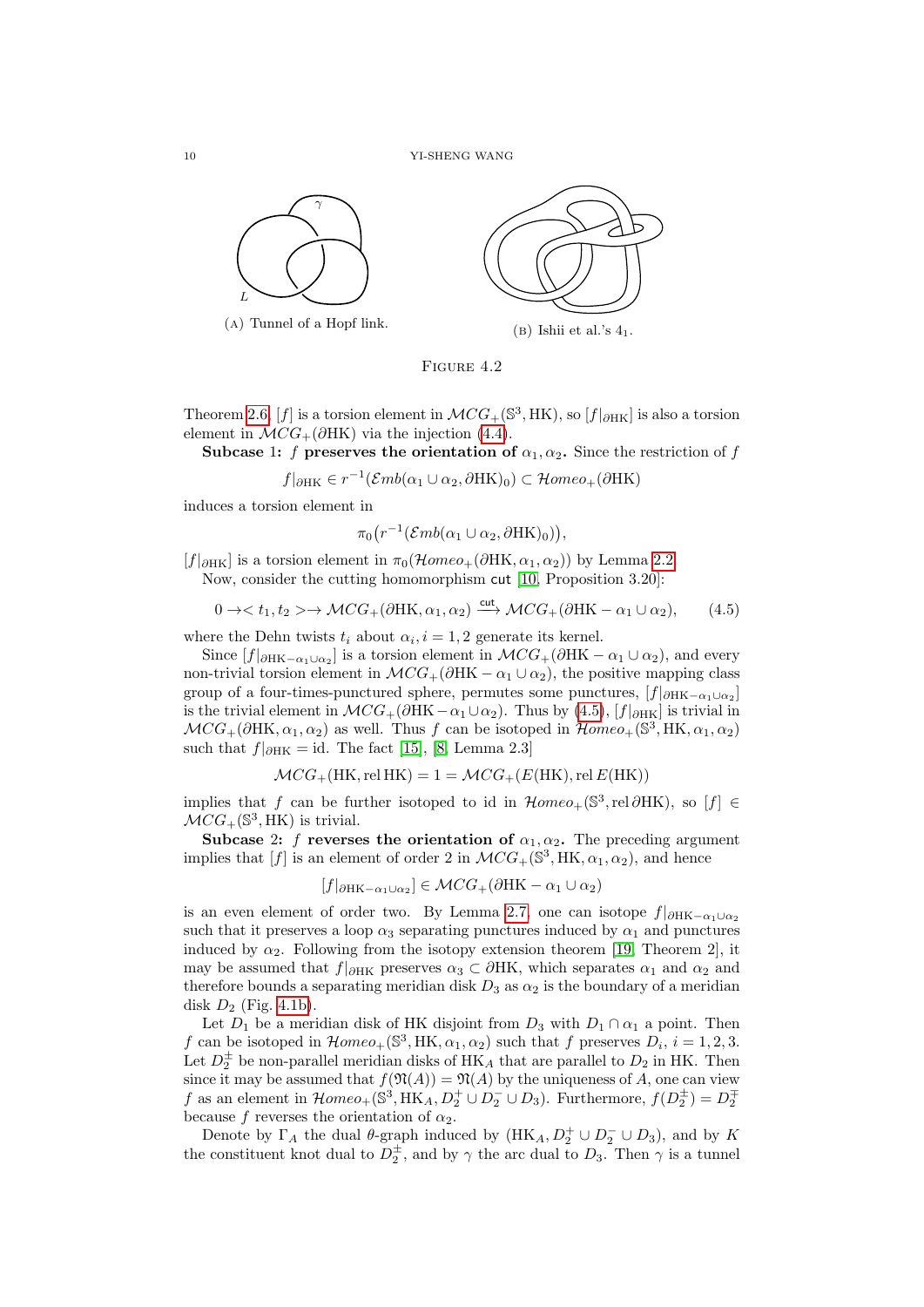(A) Tunnel of a Hopf link.

(B) Ishii et al.'s $4_1$.

FIGURE 4.2

Theorem 2.6, $[f]$ is a torsion element in $\mathcal{MCG}_+(\mathbb{S}^3, \mathrm{HK})$, so $[f|_{\partial \mathrm{HK}}]$ is also a torsion element in $\mathcal{MCG}_+(\partial \mathrm{HK})$ via the injection (4.4).

**Subcase 1: $f$ preserves the orientation of $\alpha_1, \alpha_2$.** Since the restriction of $f$

$$f|_{\partial \mathrm{HK}} \in r^{-1}(\mathcal{E}mb(\alpha_1 \cup \alpha_2, \partial \mathrm{HK})_0) \subset \mathcal{H}omeo_+(\partial \mathrm{HK})$$

induces a torsion element in

$$\pi_0\big(r^{-1}(\mathcal{E}mb(\alpha_1 \cup \alpha_2, \partial \mathrm{HK})_0)\big),$$

$[f|_{\partial \mathrm{HK}}]$ is a torsion element in $\pi_0(\mathcal{H}omeo_+(\partial \mathrm{HK}, \alpha_1, \alpha_2))$ by Lemma 2.2.

Now, consider the cutting homomorphism $\mathsf{cut}$ [10, Proposition 3.20]:

$$0 \to < t_1, t_2 > \to \mathcal{MCG}_+(\partial \mathrm{HK}, \alpha_1, \alpha_2) \xrightarrow{\mathsf{cut}} \mathcal{MCG}_+(\partial \mathrm{HK} - \alpha_1 \cup \alpha_2), \tag{4.5}$$

where the Dehn twists $t_i$ about $\alpha_i, i = 1, 2$ generate its kernel.

Since $[f|_{\partial \mathrm{HK} - \alpha_1 \cup \alpha_2}]$ is a torsion element in $\mathcal{MCG}_+(\partial \mathrm{HK} - \alpha_1 \cup \alpha_2)$, and every non-trivial torsion element in $\mathcal{MCG}_+(\partial \mathrm{HK} - \alpha_1 \cup \alpha_2)$, the positive mapping class group of a four-times-punctured sphere, permutes some punctures, $[f|_{\partial \mathrm{HK} - \alpha_1 \cup \alpha_2}]$ is the trivial element in $\mathcal{MCG}_+(\partial \mathrm{HK} - \alpha_1 \cup \alpha_2)$. Thus by (4.5), $[f|_{\partial \mathrm{HK}}]$ is trivial in $\mathcal{MCG}_+(\partial \mathrm{HK}, \alpha_1, \alpha_2)$ as well. Thus $f$ can be isotoped in $\mathcal{H}omeo_+(\mathbb{S}^3, \mathrm{HK}, \alpha_1, \alpha_2)$ such that $f|_{\partial \mathrm{HK}} = \mathrm{id}$. The fact [15], [8, Lemma 2.3]

$$\mathcal{MCG}_+(\mathrm{HK}, \mathrm{rel}\, \mathrm{HK}) = 1 = \mathcal{MCG}_+(E(\mathrm{HK}), \mathrm{rel}\, E(\mathrm{HK}))$$

implies that $f$ can be further isotoped to id in $\mathcal{H}omeo_+(\mathbb{S}^3, \mathrm{rel}\, \partial \mathrm{HK})$, so $[f] \in \mathcal{MCG}_+(\mathbb{S}^3, \mathrm{HK})$ is trivial.

**Subcase 2: $f$ reverses the orientation of $\alpha_1, \alpha_2$.** The preceding argument implies that $[f]$ is an element of order 2 in $\mathcal{MCG}_+(\mathbb{S}^3, \mathrm{HK}, \alpha_1, \alpha_2)$, and hence

$$[f|_{\partial \mathrm{HK} - \alpha_1 \cup \alpha_2}] \in \mathcal{MCG}_+(\partial \mathrm{HK} - \alpha_1 \cup \alpha_2)$$

is an even element of order two. By Lemma 2.7, one can isotope $f|_{\partial \mathrm{HK} - \alpha_1 \cup \alpha_2}$ such that it preserves a loop $\alpha_3$ separating punctures induced by $\alpha_1$ and punctures induced by $\alpha_2$. Following from the isotopy extension theorem [19, Theorem 2], it may be assumed that $f|_{\partial \mathrm{HK}}$ preserves $\alpha_3 \subset \partial \mathrm{HK}$, which separates $\alpha_1$ and $\alpha_2$ and therefore bounds a separating meridian disk $D_3$ as $\alpha_2$ is the boundary of a meridian disk $D_2$ (Fig. 4.1b).

Let $D_1$ be a meridian disk of HK disjoint from $D_3$ with $D_1 \cap \alpha_1$ a point. Then $f$ can be isotoped in $\mathcal{H}omeo_+(\mathbb{S}^3, \mathrm{HK}, \alpha_1, \alpha_2)$ such that $f$ preserves $D_i$, $i = 1, 2, 3$. Let $D_2^\pm$ be non-parallel meridian disks of $\mathrm{HK}_A$ that are parallel to $D_2$ in HK. Then since it may be assumed that $f(\mathfrak{N}(A)) = \mathfrak{N}(A)$ by the uniqueness of $A$, one can view $f$ as an element in $\mathcal{H}omeo_+(\mathbb{S}^3, \mathrm{HK}_A, D_2^+ \cup D_2^- \cup D_3)$. Furthermore, $f(D_2^\pm) = D_2^\mp$ because $f$ reverses the orientation of $\alpha_2$.

Denote by $\Gamma_A$ the dual $\theta$-graph induced by $(\mathrm{HK}_A, D_2^+ \cup D_2^- \cup D_3)$, and by $K$ the constituent knot dual to $D_2^\pm$, and by $\gamma$ the arc dual to $D_3$. Then $\gamma$ is a tunnel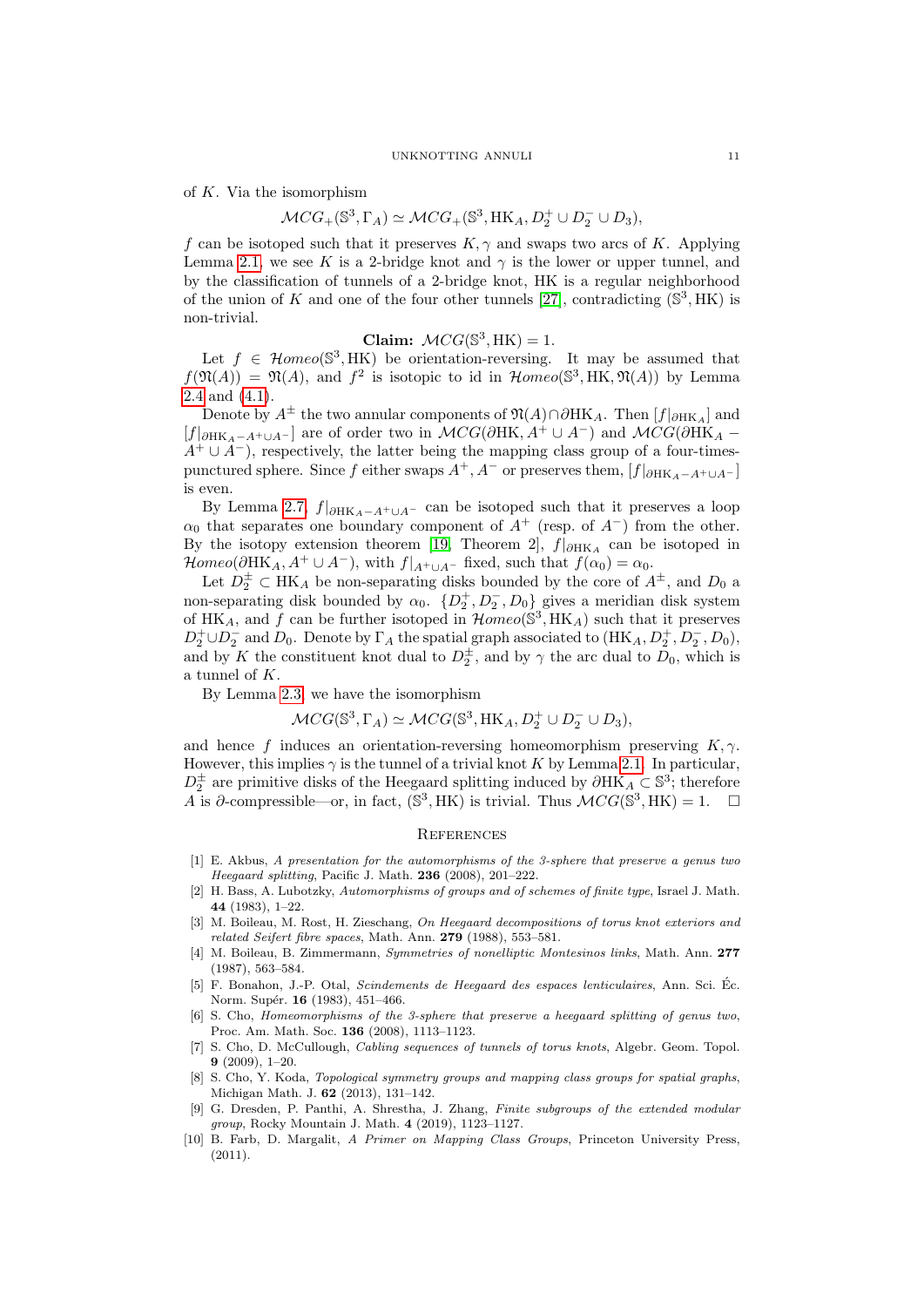of $K$. Via the isomorphism

$$\mathcal{MCG}_+(\mathbb{S}^3, \Gamma_A) \simeq \mathcal{MCG}_+(\mathbb{S}^3, \mathrm{HK}_A, D_2^+ \cup D_2^- \cup D_3),$$

$f$ can be isotoped such that it preserves $K, \gamma$ and swaps two arcs of $K$. Applying Lemma 2.1, we see $K$ is a 2-bridge knot and $\gamma$ is the lower or upper tunnel, and by the classification of tunnels of a 2-bridge knot, HK is a regular neighborhood of the union of $K$ and one of the four other tunnels [27], contradicting $(\mathbb{S}^3, \mathrm{HK})$ is non-trivial.

**Claim:** $\mathcal{MCG}(\mathbb{S}^3, \mathrm{HK}) = 1$.

Let $f \in \mathcal{H}omeo(\mathbb{S}^3, \mathrm{HK})$ be orientation-reversing. It may be assumed that $f(\mathfrak{N}(A)) = \mathfrak{N}(A)$, and $f^2$ is isotopic to id in $\mathcal{H}omeo(\mathbb{S}^3, \mathrm{HK}, \mathfrak{N}(A))$ by Lemma 2.4 and (4.1).

Denote by $A^\pm$ the two annular components of $\mathfrak{N}(A) \cap \partial \mathrm{HK}_A$. Then $[f|_{\partial \mathrm{HK}_A}]$ and $[f|_{\partial \mathrm{HK}_A - A^+ \cup A^-}]$ are of order two in $\mathcal{MCG}(\partial \mathrm{HK}, A^+ \cup A^-)$ and $\mathcal{MCG}(\partial \mathrm{HK}_A - A^+ \cup A^-)$, respectively, the latter being the mapping class group of a four-times-punctured sphere. Since $f$ either swaps $A^+, A^-$ or preserves them, $[f|_{\partial \mathrm{HK}_A - A^+ \cup A^-}]$ is even.

By Lemma 2.7, $f|_{\partial \mathrm{HK}_A - A^+ \cup A^-}$ can be isotoped such that it preserves a loop $\alpha_0$ that separates one boundary component of $A^+$ (resp. of $A^-$) from the other. By the isotopy extension theorem [19, Theorem 2], $f|_{\partial \mathrm{HK}_A}$ can be isotoped in $\mathcal{H}omeo(\partial \mathrm{HK}_A, A^+ \cup A^-)$, with $f|_{A^+ \cup A^-}$ fixed, such that $f(\alpha_0) = \alpha_0$.

Let $D_2^\pm \subset \mathrm{HK}_A$ be non-separating disks bounded by the core of $A^\pm$, and $D_0$ a non-separating disk bounded by $\alpha_0$. $\{D_2^+, D_2^-, D_0\}$ gives a meridian disk system of $\mathrm{HK}_A$, and $f$ can be further isotoped in $\mathcal{H}omeo(\mathbb{S}^3, \mathrm{HK}_A)$ such that it preserves $D_2^+ \cup D_2^-$ and $D_0$. Denote by $\Gamma_A$ the spatial graph associated to $(\mathrm{HK}_A, D_2^+, D_2^-, D_0)$, and by $K$ the constituent knot dual to $D_2^\pm$, and by $\gamma$ the arc dual to $D_0$, which is a tunnel of $K$.

By Lemma 2.3, we have the isomorphism

$$\mathcal{MCG}(\mathbb{S}^3, \Gamma_A) \simeq \mathcal{MCG}(\mathbb{S}^3, \mathrm{HK}_A, D_2^+ \cup D_2^- \cup D_3),$$

and hence $f$ induces an orientation-reversing homeomorphism preserving $K, \gamma$. However, this implies $\gamma$ is the tunnel of a trivial knot $K$ by Lemma 2.1. In particular, $D_2^\pm$ are primitive disks of the Heegaard splitting induced by $\partial \mathrm{HK}_A \subset \mathbb{S}^3$; therefore $A$ is $\partial$-compressible—or, in fact, $(\mathbb{S}^3, \mathrm{HK})$ is trivial. Thus $\mathcal{MCG}(\mathbb{S}^3, \mathrm{HK}) = 1$. □

## References

[1] E. Akbus, *A presentation for the automorphisms of the 3-sphere that preserve a genus two Heegaard splitting*, Pacific J. Math. **236** (2008), 201–222.

[2] H. Bass, A. Lubotzky, *Automorphisms of groups and of schemes of finite type*, Israel J. Math. **44** (1983), 1–22.

[3] M. Boileau, M. Rost, H. Zieschang, *On Heegaard decompositions of torus knot exteriors and related Seifert fibre spaces*, Math. Ann. **279** (1988), 553–581.

[4] M. Boileau, B. Zimmermann, *Symmetries of nonelliptic Montesinos links*, Math. Ann. **277** (1987), 563–584.

[5] F. Bonahon, J.-P. Otal, *Scindements de Heegaard des espaces lenticulaires*, Ann. Sci. Éc. Norm. Supér. **16** (1983), 451–466.

[6] S. Cho, *Homeomorphisms of the 3-sphere that preserve a heegaard splitting of genus two*, Proc. Am. Math. Soc. **136** (2008), 1113–1123.

[7] S. Cho, D. McCullough, *Cabling sequences of tunnels of torus knots*, Algebr. Geom. Topol. **9** (2009), 1–20.

[8] S. Cho, Y. Koda, *Topological symmetry groups and mapping class groups for spatial graphs*, Michigan Math. J. **62** (2013), 131–142.

[9] G. Dresden, P. Panthi, A. Shrestha, J. Zhang, *Finite subgroups of the extended modular group*, Rocky Mountain J. Math. **4** (2019), 1123–1127.

[10] B. Farb, D. Margalit, *A Primer on Mapping Class Groups*, Princeton University Press, (2011).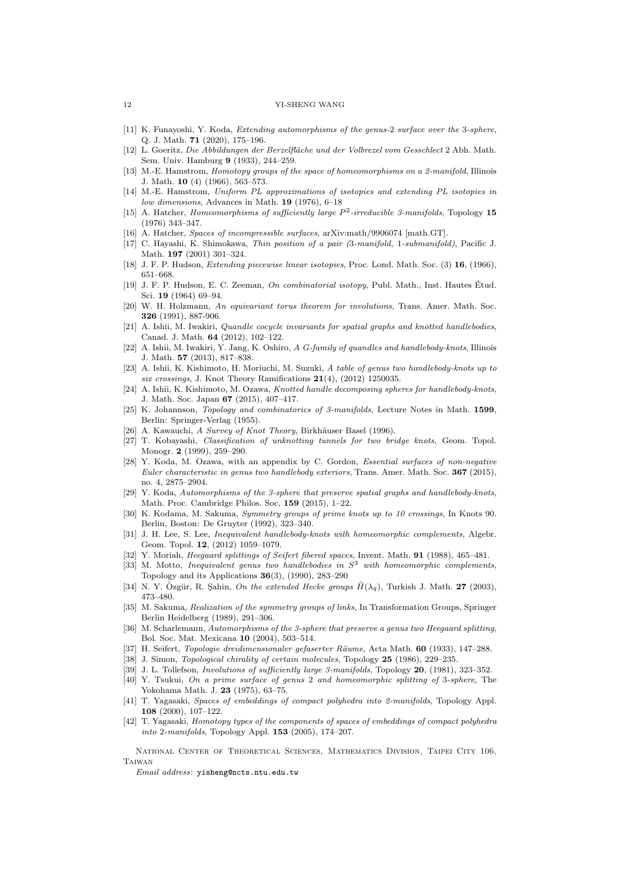[11] K. Funayoshi, Y. Koda, *Extending automorphisms of the genus-2 surface over the 3-sphere*, Q. J. Math. **71** (2020), 175–196.

[12] L. Goeritz, *Die Abbildungen der Berzelfläche und der Volbrezel vom Gesschlect* 2 Abh. Math. Sem. Univ. Hamburg **9** (1933), 244–259.

[13] M.-E. Hamstrom, *Homotopy groups of the space of homeomorphisms on a 2-manifold*, Illinois J. Math. **10** (4) (1966), 563–573.

[14] M.-E. Hamstrom, *Uniform PL approximations of isotopies and extending PL isotopies in low dimensions*, Advances in Math. **19** (1976), 6–18

[15] A. Hatcher, *Homeomorphisms of sufficiently large $P^2$-irreducible 3-manifolds*, Topology **15** (1976) 343–347.

[16] A. Hatcher, *Spaces of incompressible surfaces*, arXiv:math/9906074 [math.GT].

[17] C. Hayashi, K. Shimokawa, *Thin position of a pair (3-manifold, 1-submanifold)*, Pacific J. Math. **197** (2001) 301–324.

[18] J. F. P. Hudson, *Extending piecewise linear isotopies*, Proc. Lond. Math. Soc. (3) **16**, (1966), 651–668.

[19] J. F. P. Hudson, E. C. Zeeman, *On combinatorial isotopy*, Publ. Math., Inst. Hautes Étud. Sci. **19** (1964) 69–94.

[20] W. H. Holzmann, *An equivariant torus theorem for involutions*, Trans. Amer. Math. Soc. **326** (1991), 887-906.

[21] A. Ishii, M. Iwakiri, *Quandle cocycle invariants for spatial graphs and knotted handlebodies*, Canad. J. Math. **64** (2012), 102–122.

[22] A. Ishii, M. Iwakiri, Y. Jang, K. Oshiro, *A G-family of quandles and handlebody-knots*, Illinois J. Math. **57** (2013), 817–838.

[23] A. Ishii, K. Kishimoto, H. Moriuchi, M. Suzuki, *A table of genus two handlebody-knots up to six crossings*, J. Knot Theory Ramifications **21**(4), (2012) 1250035.

[24] A. Ishii, K. Kishimoto, M. Ozawa, *Knotted handle decomposing spheres for handlebody-knots*, J. Math. Soc. Japan **67** (2015), 407–417.

[25] K. Johannson, *Topology and combinatorics of 3-manifolds*, Lecture Notes in Math. **1599**, Berlin: Springer-Verlag (1955).

[26] A. Kawauchi, *A Survey of Knot Theory*, Birkhäuser Basel (1996).

[27] T. Kobayashi, *Classification of unknotting tunnels for two bridge knots*, Geom. Topol. Monogr. **2** (1999), 259–290.

[28] Y. Koda, M. Ozawa, with an appendix by C. Gordon, *Essential surfaces of non-negative Euler characteristic in genus two handlebody exteriors*, Trans. Amer. Math. Soc. **367** (2015), no. 4, 2875–2904.

[29] Y. Koda, *Automorphisms of the 3-sphere that preserve spatial graphs and handlebody-knots*, Math. Proc. Cambridge Philos. Soc, **159** (2015), 1–22.

[30] K. Kodama, M. Sakuma, *Symmetry groups of prime knots up to 10 crossings*, In Knots 90. Berlin, Boston: De Gruyter (1992), 323–340.

[31] J. H. Lee, S. Lee, *Inequivalent handlebody-knots with homeomorphic complements*, Algebr. Geom. Topol. **12**, (2012) 1059–1079.

[32] Y. Moriah, *Heegaard splittings of Seifert fibered spaces*, Invent. Math. **91** (1988), 465–481.

[33] M. Motto, *Inequivalent genus two handlebodies in $S^3$ with homeomorphic complements*, Topology and its Applications **36**(3), (1990), 283–290

[34] N. Y. Özgür, R. Şahin, *On the extended Hecke groups $\bar{H}(\lambda_q)$*, Turkish J. Math. **27** (2003), 473–480.

[35] M. Sakuma, *Realization of the symmetry groups of links*, In Transformation Groups, Springer Berlin Heidelberg (1989), 291–306.

[36] M. Scharlemann, *Automorphisms of the 3-sphere that preserve a genus two Heegaard splitting*, Bol. Soc. Mat. Mexicana **10** (2004), 503–514.

[37] H. Seifert, *Topologie dreidimensionaler gefaserter Räume*, Acta Math. **60** (1933), 147–288.

[38] J. Simon, *Topological chirality of certain molecules*, Topology **25** (1986), 229–235.

[39] J. L. Tollefson, *Involutions of sufficiently large 3-manifolds*, Topology **20**, (1981), 323–352.

[40] Y. Tsukui, *On a prime surface of genus* 2 *and homeomorphic splitting of* 3*-sphere*, The Yokohama Math. J. **23** (1975), 63–75.

[41] T. Yagasaki, *Spaces of embeddings of compact polyhedra into 2-manifolds*, Topology Appl. **108** (2000), 107–122.

[42] T. Yagasaki, *Homotopy types of the components of spaces of embeddings of compact polyhedra into* 2*-manifolds*, Topology Appl. **153** (2005), 174–207.

National Center of Theoretical Sciences, Mathematics Division, Taipei City 106, Taiwan

*Email address*: yisheng@ncts.ntu.edu.tw